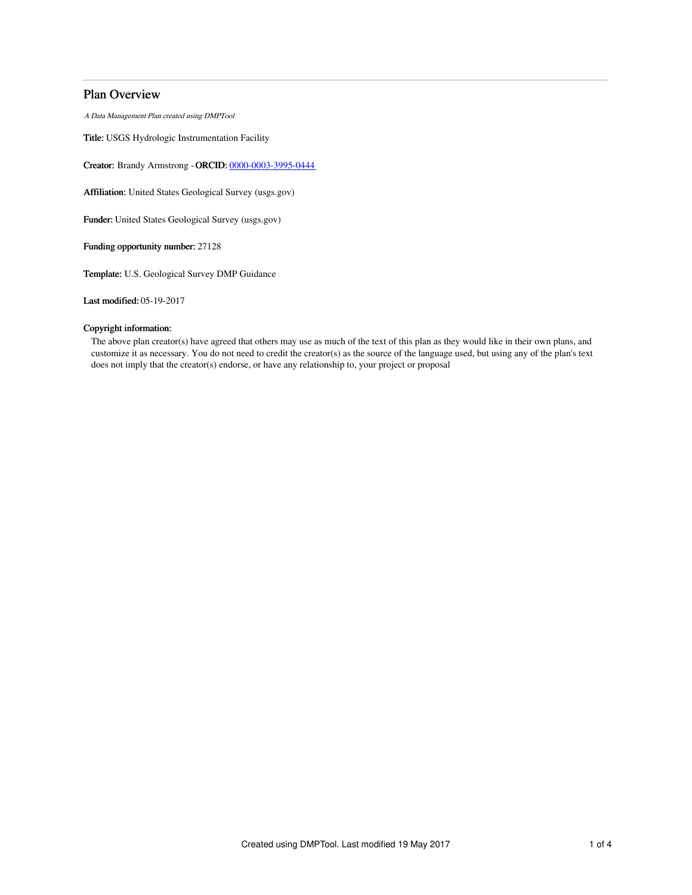# Plan Overview

*A Data Management Plan created using DMPTool*

**Title:** USGS Hydrologic Instrumentation Facility

**Creator:** Brandy Armstrong - **ORCID:** 0000-0003-3995-0444

**Affiliation:** United States Geological Survey (usgs.gov)

**Funder:** United States Geological Survey (usgs.gov)

**Funding opportunity number:** 27128

**Template:** U.S. Geological Survey DMP Guidance

**Last modified:** 05-19-2017

**Copyright information:**

The above plan creator(s) have agreed that others may use as much of the text of this plan as they would like in their own plans, and customize it as necessary. You do not need to credit the creator(s) as the source of the language used, but using any of the plan's text does not imply that the creator(s) endorse, or have any relationship to, your project or proposal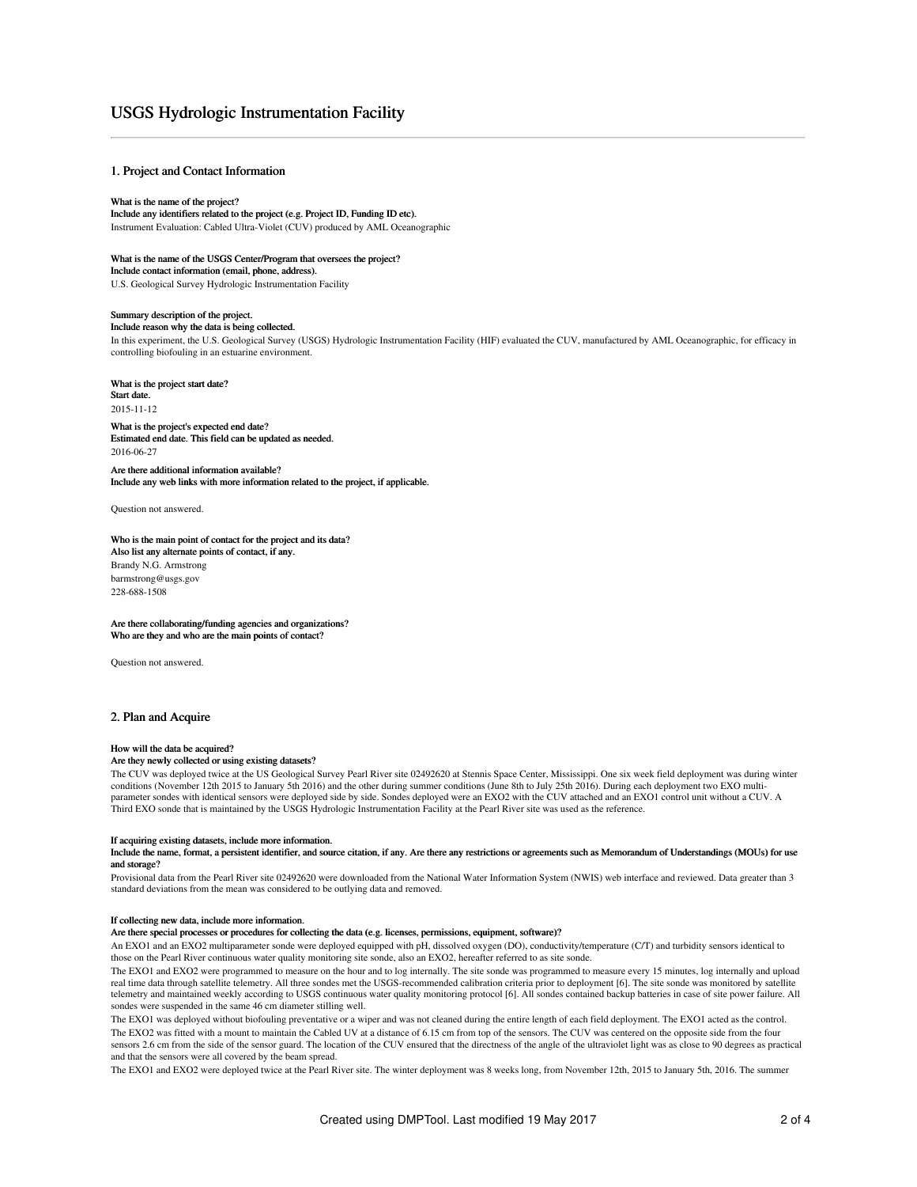# USGS Hydrologic Instrumentation Facility

## 1. Project and Contact Information

**What is the name of the project?**
**Include any identifiers related to the project (e.g. Project ID, Funding ID etc).**
Instrument Evaluation: Cabled Ultra-Violet (CUV) produced by AML Oceanographic

**What is the name of the USGS Center/Program that oversees the project?**
**Include contact information (email, phone, address).**
U.S. Geological Survey Hydrologic Instrumentation Facility

**Summary description of the project.**
**Include reason why the data is being collected.**
In this experiment, the U.S. Geological Survey (USGS) Hydrologic Instrumentation Facility (HIF) evaluated the CUV, manufactured by AML Oceanographic, for efficacy in controlling biofouling in an estuarine environment.

**What is the project start date?**
**Start date.**
2015-11-12

**What is the project's expected end date?**
**Estimated end date. This field can be updated as needed.**
2016-06-27

**Are there additional information available?**
**Include any web links with more information related to the project, if applicable.**

Question not answered.

**Who is the main point of contact for the project and its data?**
**Also list any alternate points of contact, if any.**
Brandy N.G. Armstrong
barmstrong@usgs.gov
228-688-1508

**Are there collaborating/funding agencies and organizations?**
**Who are they and who are the main points of contact?**

Question not answered.

## 2. Plan and Acquire

**How will the data be acquired?**
**Are they newly collected or using existing datasets?**
The CUV was deployed twice at the US Geological Survey Pearl River site 02492620 at Stennis Space Center, Mississippi. One six week field deployment was during winter conditions (November 12th 2015 to January 5th 2016) and the other during summer conditions (June 8th to July 25th 2016). During each deployment two EXO multi-parameter sondes with identical sensors were deployed side by side. Sondes deployed were an EXO2 with the CUV attached and an EXO1 control unit without a CUV. A Third EXO sonde that is maintained by the USGS Hydrologic Instrumentation Facility at the Pearl River site was used as the reference.

**If acquiring existing datasets, include more information.**
**Include the name, format, a persistent identifier, and source citation, if any. Are there any restrictions or agreements such as Memorandum of Understandings (MOUs) for use and storage?**
Provisional data from the Pearl River site 02492620 were downloaded from the National Water Information System (NWIS) web interface and reviewed. Data greater than 3 standard deviations from the mean was considered to be outlying data and removed.

**If collecting new data, include more information.**
**Are there special processes or procedures for collecting the data (e.g. licenses, permissions, equipment, software)?**
An EXO1 and an EXO2 multiparameter sonde were deployed equipped with pH, dissolved oxygen (DO), conductivity/temperature (C/T) and turbidity sensors identical to those on the Pearl River continuous water quality monitoring site sonde, also an EXO2, hereafter referred to as site sonde.

The EXO1 and EXO2 were programmed to measure on the hour and to log internally. The site sonde was programmed to measure every 15 minutes, log internally and upload real time data through satellite telemetry. All three sondes met the USGS-recommended calibration criteria prior to deployment [6]. The site sonde was monitored by satellite telemetry and maintained weekly according to USGS continuous water quality monitoring protocol [6]. All sondes contained backup batteries in case of site power failure. All sondes were suspended in the same 46 cm diameter stilling well.

The EXO1 was deployed without biofouling preventative or a wiper and was not cleaned during the entire length of each field deployment. The EXO1 acted as the control.

The EXO2 was fitted with a mount to maintain the Cabled UV at a distance of 6.15 cm from top of the sensors. The CUV was centered on the opposite side from the four sensors 2.6 cm from the side of the sensor guard. The location of the CUV ensured that the directness of the angle of the ultraviolet light was as close to 90 degrees as practical and that the sensors were all covered by the beam spread.

The EXO1 and EXO2 were deployed twice at the Pearl River site. The winter deployment was 8 weeks long, from November 12th, 2015 to January 5th, 2016. The summer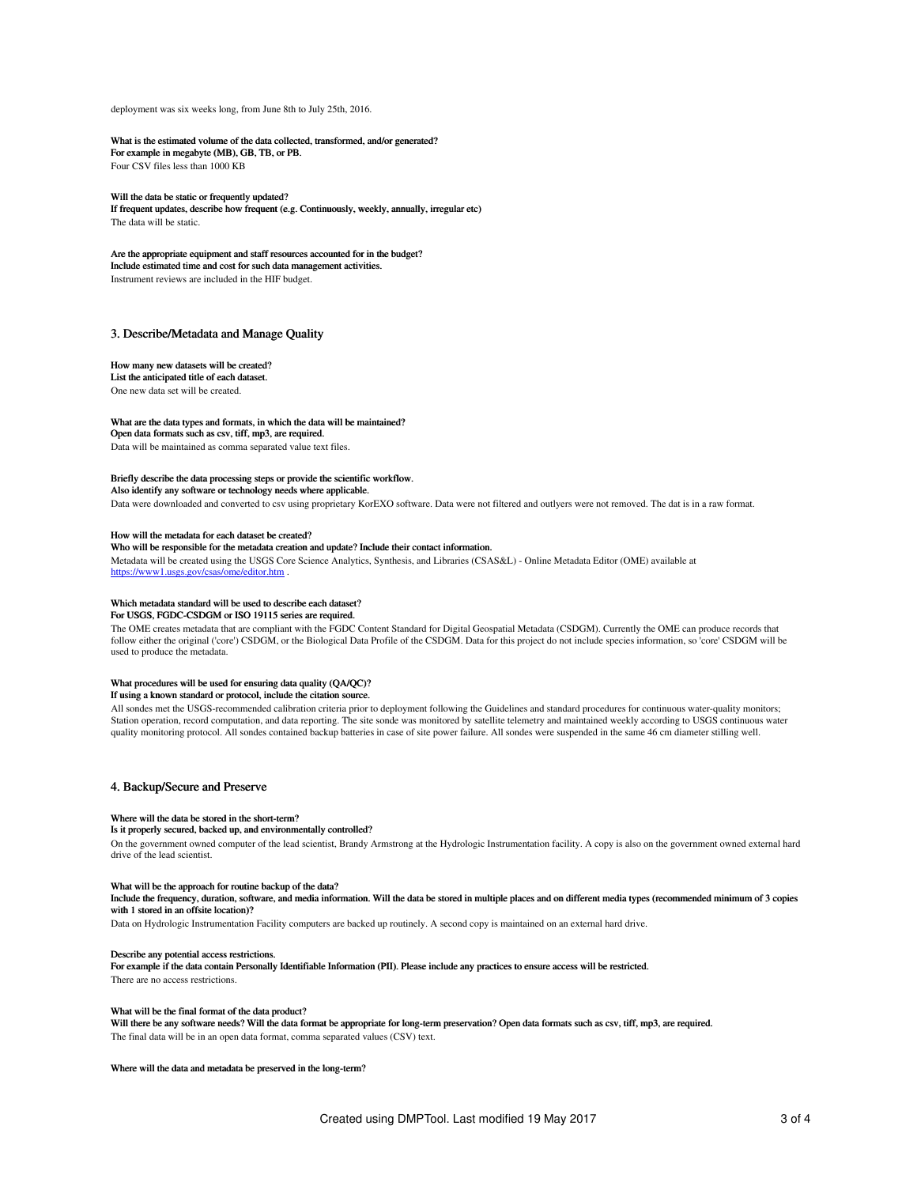deployment was six weeks long, from June 8th to July 25th, 2016.

**What is the estimated volume of the data collected, transformed, and/or generated?**
**For example in megabyte (MB), GB, TB, or PB.**
Four CSV files less than 1000 KB

**Will the data be static or frequently updated?**
**If frequent updates, describe how frequent (e.g. Continuously, weekly, annually, irregular etc)**
The data will be static.

**Are the appropriate equipment and staff resources accounted for in the budget?**
**Include estimated time and cost for such data management activities.**
Instrument reviews are included in the HIF budget.

## 3. Describe/Metadata and Manage Quality

**How many new datasets will be created?**
**List the anticipated title of each dataset.**
One new data set will be created.

**What are the data types and formats, in which the data will be maintained?**
**Open data formats such as csv, tiff, mp3, are required.**
Data will be maintained as comma separated value text files.

**Briefly describe the data processing steps or provide the scientific workflow.**
**Also identify any software or technology needs where applicable.**
Data were downloaded and converted to csv using proprietary KorEXO software. Data were not filtered and outlyers were not removed. The dat is in a raw format.

**How will the metadata for each dataset be created?**
**Who will be responsible for the metadata creation and update? Include their contact information.**
Metadata will be created using the USGS Core Science Analytics, Synthesis, and Libraries (CSAS&L) - Online Metadata Editor (OME) available at https://www1.usgs.gov/csas/ome/editor.htm .

**Which metadata standard will be used to describe each dataset?**
**For USGS, FGDC-CSDGM or ISO 19115 series are required.**
The OME creates metadata that are compliant with the FGDC Content Standard for Digital Geospatial Metadata (CSDGM). Currently the OME can produce records that follow either the original ('core') CSDGM, or the Biological Data Profile of the CSDGM. Data for this project do not include species information, so 'core' CSDGM will be used to produce the metadata.

**What procedures will be used for ensuring data quality (QA/QC)?**
**If using a known standard or protocol, include the citation source.**
All sondes met the USGS-recommended calibration criteria prior to deployment following the Guidelines and standard procedures for continuous water-quality monitors; Station operation, record computation, and data reporting. The site sonde was monitored by satellite telemetry and maintained weekly according to USGS continuous water quality monitoring protocol. All sondes contained backup batteries in case of site power failure. All sondes were suspended in the same 46 cm diameter stilling well.

## 4. Backup/Secure and Preserve

**Where will the data be stored in the short-term?**
**Is it properly secured, backed up, and environmentally controlled?**
On the government owned computer of the lead scientist, Brandy Armstrong at the Hydrologic Instrumentation facility. A copy is also on the government owned external hard drive of the lead scientist.

**What will be the approach for routine backup of the data?**
**Include the frequency, duration, software, and media information. Will the data be stored in multiple places and on different media types (recommended minimum of 3 copies with 1 stored in an offsite location)?**
Data on Hydrologic Instrumentation Facility computers are backed up routinely. A second copy is maintained on an external hard drive.

**Describe any potential access restrictions.**
**For example if the data contain Personally Identifiable Information (PII). Please include any practices to ensure access will be restricted.**
There are no access restrictions.

**What will be the final format of the data product?**
**Will there be any software needs? Will the data format be appropriate for long-term preservation? Open data formats such as csv, tiff, mp3, are required.**
The final data will be in an open data format, comma separated values (CSV) text.

**Where will the data and metadata be preserved in the long-term?**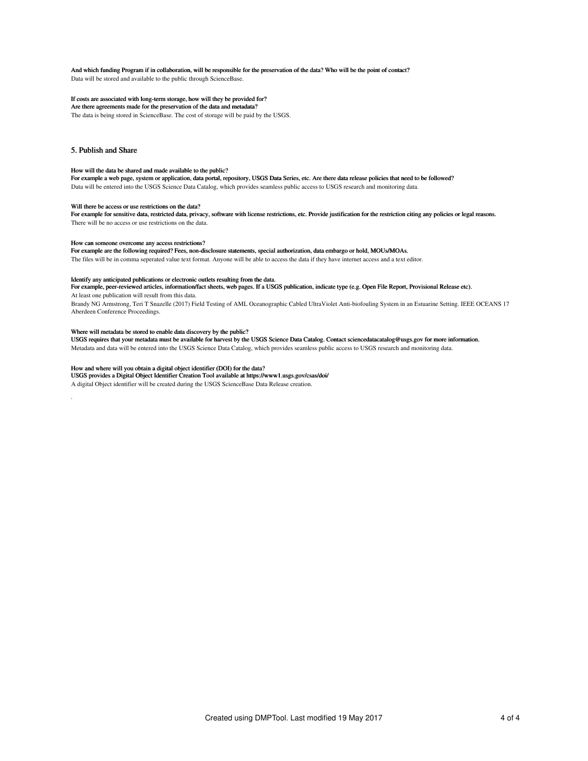**And which funding Program if in collaboration, will be responsible for the preservation of the data? Who will be the point of contact?**

Data will be stored and available to the public through ScienceBase.

**If costs are associated with long-term storage, how will they be provided for?**
**Are there agreements made for the preservation of the data and metadata?**

The data is being stored in ScienceBase. The cost of storage will be paid by the USGS.

## 5. Publish and Share

**How will the data be shared and made available to the public?**
**For example a web page, system or application, data portal, repository, USGS Data Series, etc. Are there data release policies that need to be followed?**

Data will be entered into the USGS Science Data Catalog, which provides seamless public access to USGS research and monitoring data.

**Will there be access or use restrictions on the data?**
**For example for sensitive data, restricted data, privacy, software with license restrictions, etc. Provide justification for the restriction citing any policies or legal reasons.**

There will be no access or use restrictions on the data.

**How can someone overcome any access restrictions?**
**For example are the following required? Fees, non-disclosure statements, special authorization, data embargo or hold, MOUs/MOAs.**

The files will be in comma seperated value text format. Anyone will be able to access the data if they have internet access and a text editor.

**Identify any anticipated publications or electronic outlets resulting from the data.**
**For example, peer-reviewed articles, information/fact sheets, web pages. If a USGS publication, indicate type (e.g. Open File Report, Provisional Release etc).**

At least one publication will result from this data.

Brandy NG Armstrong, Teri T Snazelle (2017) Field Testing of AML Oceanographic Cabled UltraViolet Anti-biofouling System in an Estuarine Setting. IEEE OCEANS 17 Aberdeen Conference Proceedings.

**Where will metadata be stored to enable data discovery by the public?**
**USGS requires that your metadata must be available for harvest by the USGS Science Data Catalog. Contact sciencedatacatalog@usgs.gov for more information.**

Metadata and data will be entered into the USGS Science Data Catalog, which provides seamless public access to USGS research and monitoring data.

**How and where will you obtain a digital object identifier (DOI) for the data?**
**USGS provides a Digital Object Identifier Creation Tool available at https://www1.usgs.gov/csas/doi/**

A digital Object identifier will be created during the USGS ScienceBase Data Release creation.